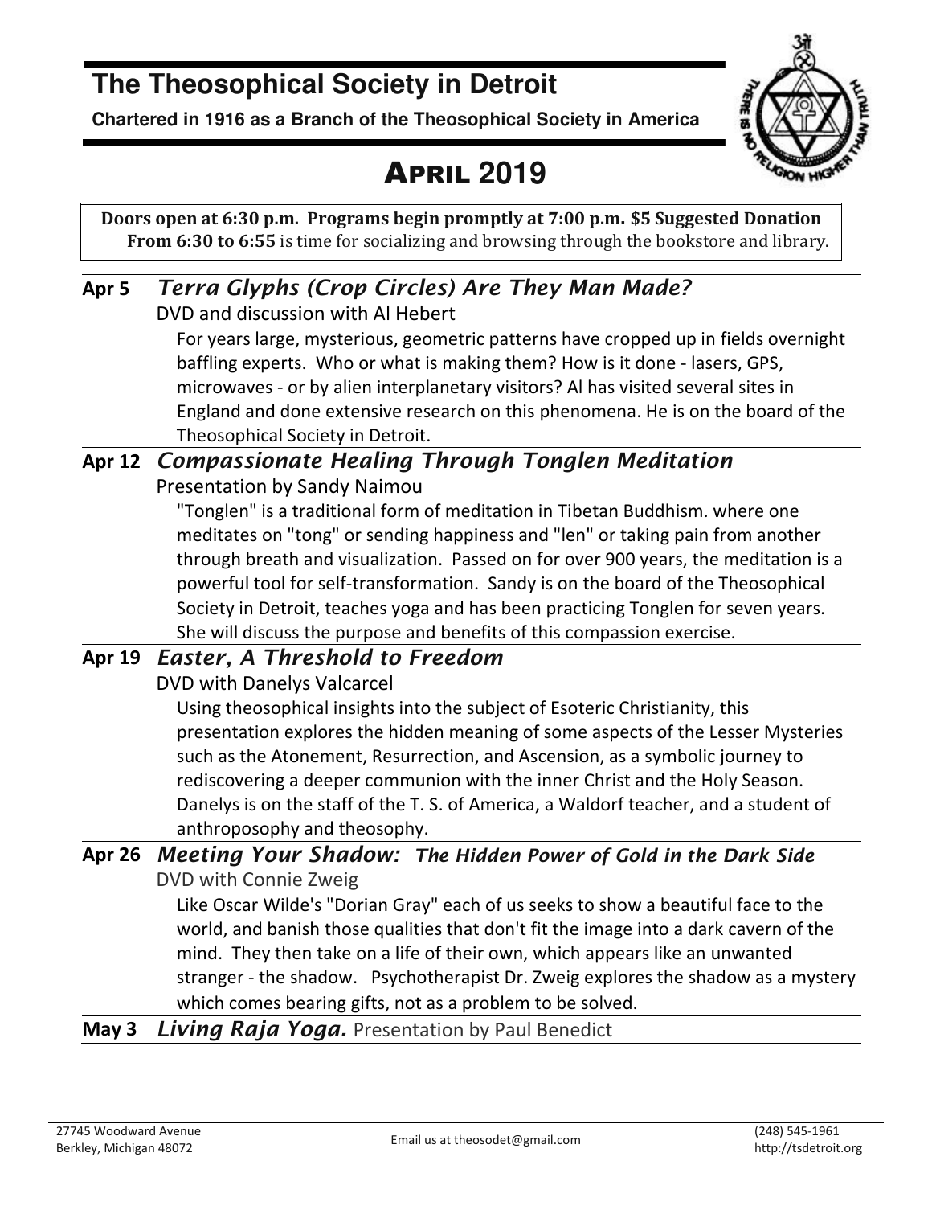# The Theosophical Society in Detroit

**Chartered in 1916 as a Branch of the Theosophical Society in America**

## APRIL 2019

**Doors open at 6:30 p.m. Programs begin promptly at 7:00 p.m. $5 Suggested Donation**
**From 6:30 to 6:55** is time for socializing and browsing through the bookstore and library.

**Apr 5** ***Terra Glyphs (Crop Circles) Are They Man Made?***
DVD and discussion with Al Hebert
For years large, mysterious, geometric patterns have cropped up in fields overnight baffling experts. Who or what is making them? How is it done - lasers, GPS, microwaves - or by alien interplanetary visitors? Al has visited several sites in England and done extensive research on this phenomena. He is on the board of the Theosophical Society in Detroit.

**Apr 12** ***Compassionate Healing Through Tonglen Meditation***
Presentation by Sandy Naimou
"Tonglen" is a traditional form of meditation in Tibetan Buddhism. where one meditates on "tong" or sending happiness and "len" or taking pain from another through breath and visualization. Passed on for over 900 years, the meditation is a powerful tool for self-transformation. Sandy is on the board of the Theosophical Society in Detroit, teaches yoga and has been practicing Tonglen for seven years. She will discuss the purpose and benefits of this compassion exercise.

**Apr 19** ***Easter, A Threshold to Freedom***
DVD with Danelys Valcarcel
Using theosophical insights into the subject of Esoteric Christianity, this presentation explores the hidden meaning of some aspects of the Lesser Mysteries such as the Atonement, Resurrection, and Ascension, as a symbolic journey to rediscovering a deeper communion with the inner Christ and the Holy Season. Danelys is on the staff of the T. S. of America, a Waldorf teacher, and a student of anthroposophy and theosophy.

**Apr 26** ***Meeting Your Shadow: The Hidden Power of Gold in the Dark Side***
DVD with Connie Zweig
Like Oscar Wilde's "Dorian Gray" each of us seeks to show a beautiful face to the world, and banish those qualities that don't fit the image into a dark cavern of the mind. They then take on a life of their own, which appears like an unwanted stranger - the shadow. Psychotherapist Dr. Zweig explores the shadow as a mystery which comes bearing gifts, not as a problem to be solved.

**May 3** ***Living Raja Yoga.*** Presentation by Paul Benedict

27745 Woodward Avenue
Berkley, Michigan 48072

Email us at theosodet@gmail.com

(248) 545-1961
http://tsdetroit.org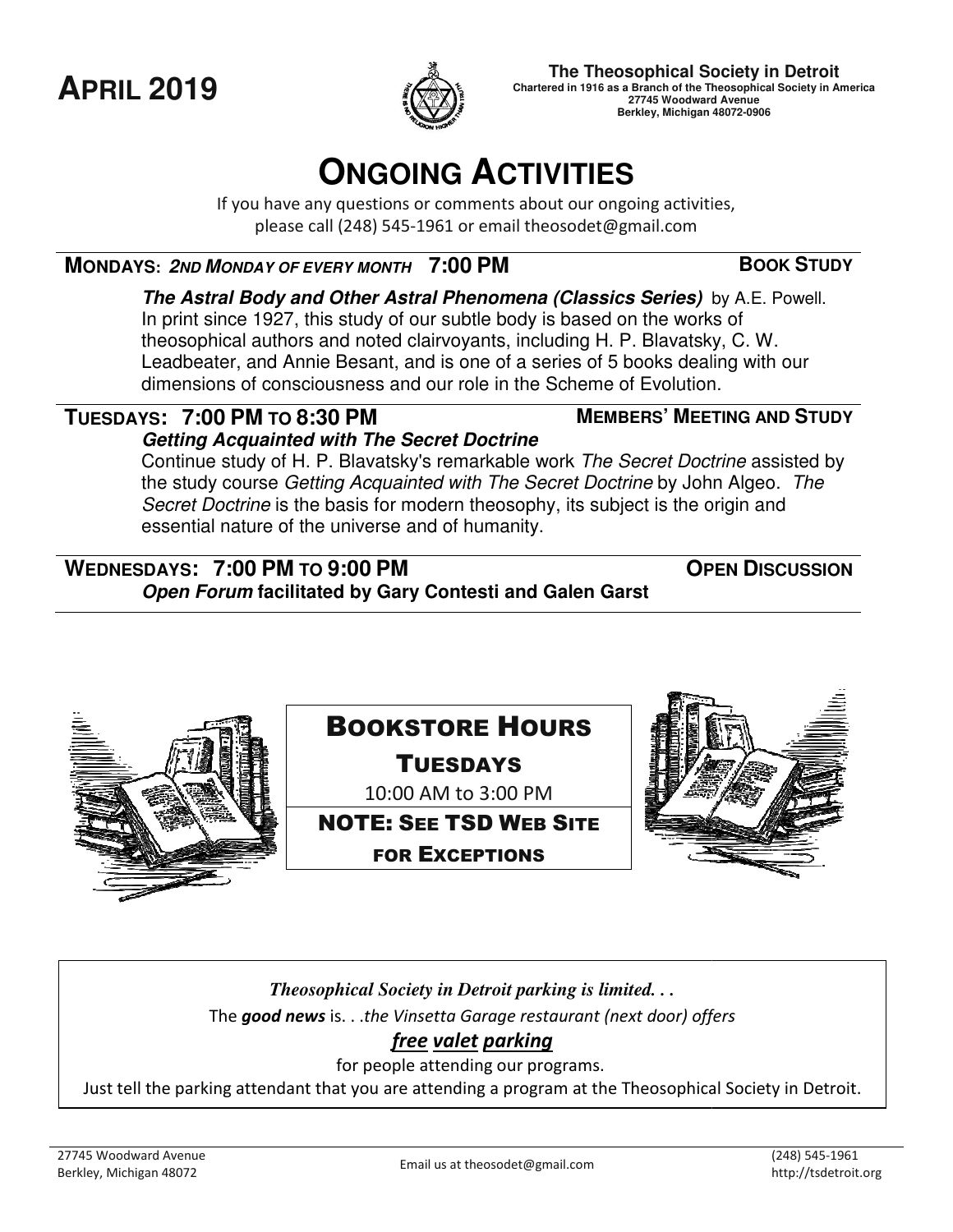**APRIL 2019**

**The Theosophical Society in Detroit**
**Chartered in 1916 as a Branch of the Theosophical Society in America**
**27745 Woodward Avenue**
**Berkley, Michigan 48072-0906**

# ONGOING ACTIVITIES

If you have any questions or comments about our ongoing activities, please call (248) 545-1961 or email theosodet@gmail.com

## MONDAYS: *2ND MONDAY OF EVERY MONTH* 7:00 PM — BOOK STUDY

***The Astral Body and Other Astral Phenomena (Classics Series)*** by A.E. Powell. In print since 1927, this study of our subtle body is based on the works of theosophical authors and noted clairvoyants, including H. P. Blavatsky, C. W. Leadbeater, and Annie Besant, and is one of a series of 5 books dealing with our dimensions of consciousness and our role in the Scheme of Evolution.

## TUESDAYS: 7:00 PM TO 8:30 PM — MEMBERS' MEETING AND STUDY

***Getting Acquainted with The Secret Doctrine***

Continue study of H. P. Blavatsky's remarkable work *The Secret Doctrine* assisted by the study course *Getting Acquainted with The Secret Doctrine* by John Algeo. *The Secret Doctrine* is the basis for modern theosophy, its subject is the origin and essential nature of the universe and of humanity.

## WEDNESDAYS: 7:00 PM TO 9:00 PM — OPEN DISCUSSION

***Open Forum* facilitated by Gary Contesti and Galen Garst**

## BOOKSTORE HOURS

**TUESDAYS**

10:00 AM to 3:00 PM

**NOTE: SEE TSD WEB SITE FOR EXCEPTIONS**

***Theosophical Society in Detroit parking is limited. . .***

The ***good news*** is. . .*the Vinsetta Garage restaurant (next door) offers*

***free valet parking***

for people attending our programs.

Just tell the parking attendant that you are attending a program at the Theosophical Society in Detroit.

27745 Woodward Avenue
Berkley, Michigan 48072

Email us at theosodet@gmail.com

(248) 545-1961
http://tsdetroit.org